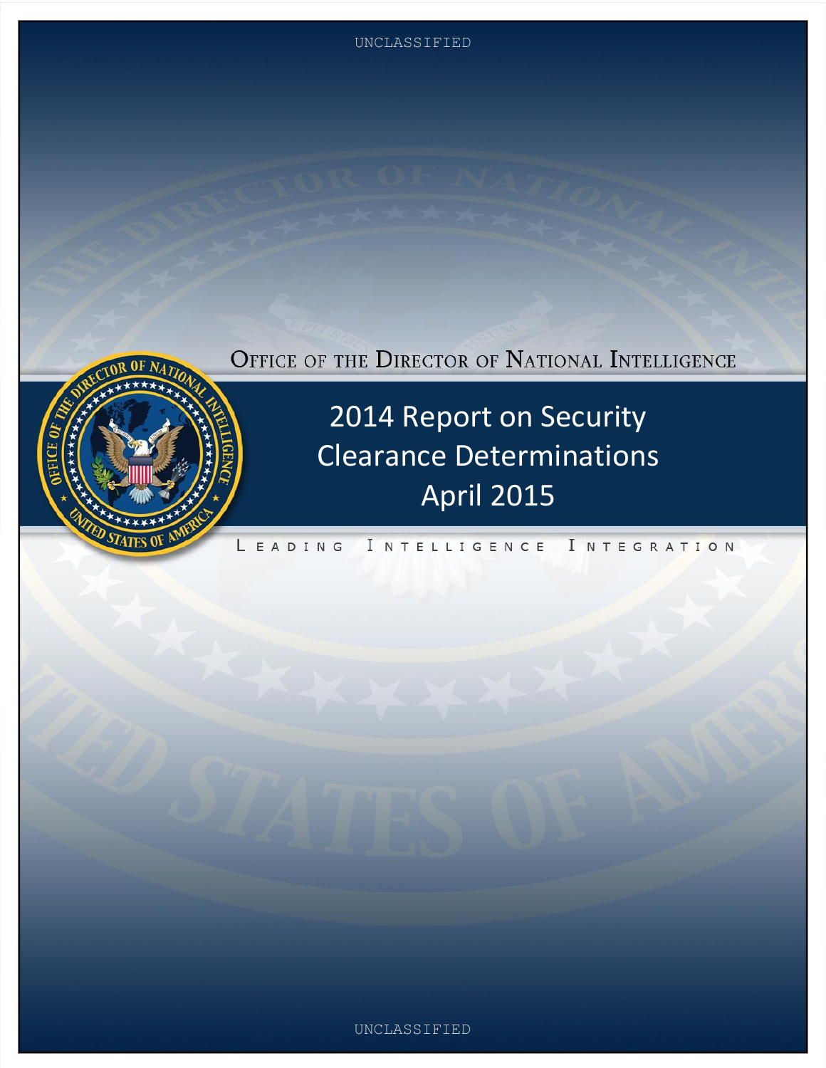UNCLASSIFIED

OFFICE OF THE DIRECTOR OF NATIONAL INTELLIGENCE

# 2014 Report on Security Clearance Determinations April 2015

LEADING INTELLIGENCE INTEGRATION

UNCLASSIFIED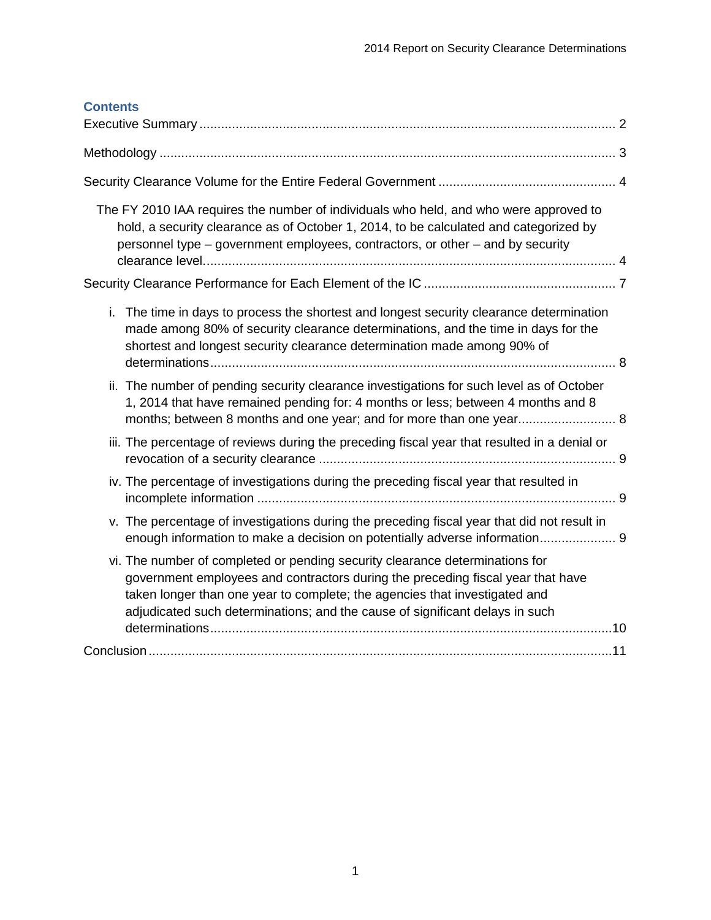## Contents

Executive Summary ..... 2

Methodology ..... 3

Security Clearance Volume for the Entire Federal Government ..... 4

- The FY 2010 IAA requires the number of individuals who held, and who were approved to hold, a security clearance as of October 1, 2014, to be calculated and categorized by personnel type – government employees, contractors, or other – and by security clearance level. ..... 4

Security Clearance Performance for Each Element of the IC ..... 7

- i. The time in days to process the shortest and longest security clearance determination made among 80% of security clearance determinations, and the time in days for the shortest and longest security clearance determination made among 90% of determinations ..... 8
- ii. The number of pending security clearance investigations for such level as of October 1, 2014 that have remained pending for: 4 months or less; between 4 months and 8 months; between 8 months and one year; and for more than one year ..... 8
- iii. The percentage of reviews during the preceding fiscal year that resulted in a denial or revocation of a security clearance ..... 9
- iv. The percentage of investigations during the preceding fiscal year that resulted in incomplete information ..... 9
- v. The percentage of investigations during the preceding fiscal year that did not result in enough information to make a decision on potentially adverse information ..... 9
- vi. The number of completed or pending security clearance determinations for government employees and contractors during the preceding fiscal year that have taken longer than one year to complete; the agencies that investigated and adjudicated such determinations; and the cause of significant delays in such determinations ..... 10

Conclusion ..... 11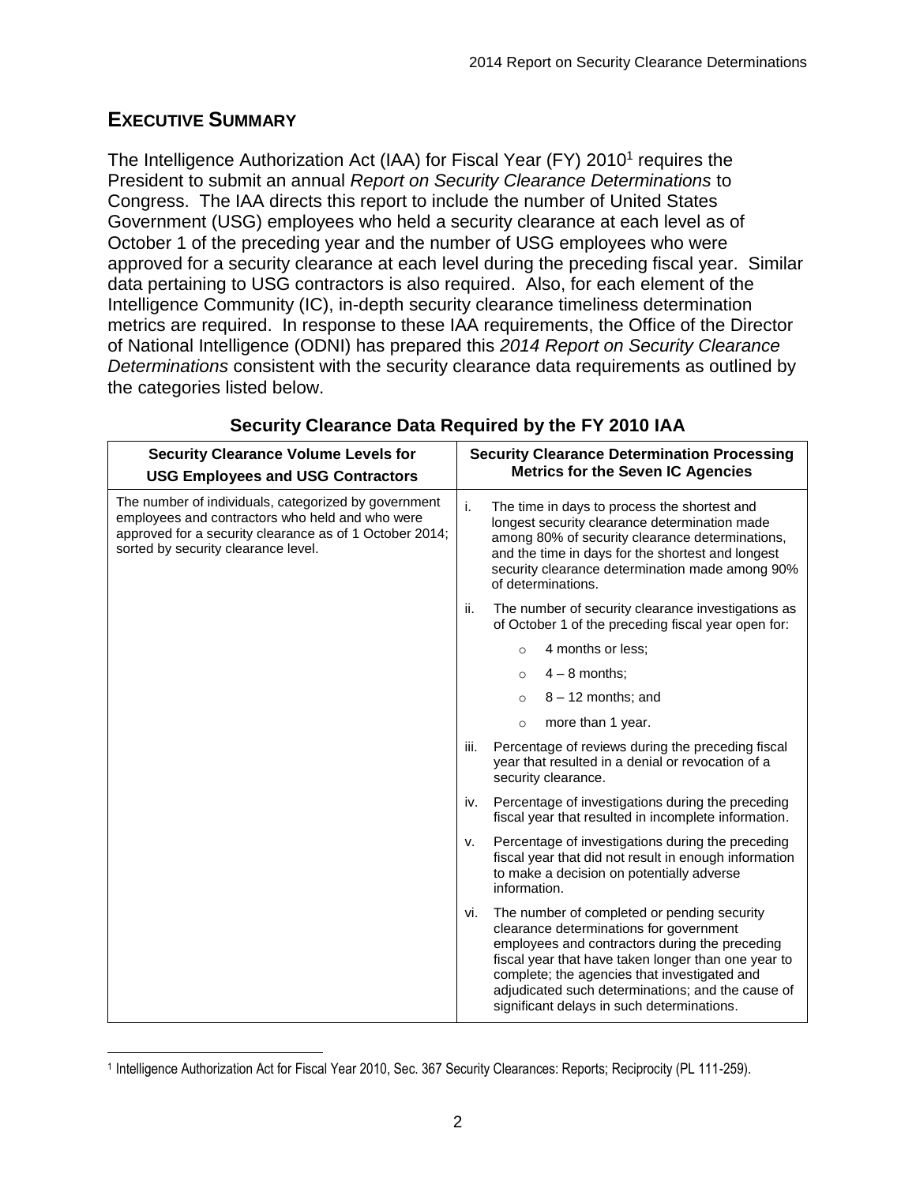## EXECUTIVE SUMMARY

The Intelligence Authorization Act (IAA) for Fiscal Year (FY) 2010[1] requires the President to submit an annual *Report on Security Clearance Determinations* to Congress. The IAA directs this report to include the number of United States Government (USG) employees who held a security clearance at each level as of October 1 of the preceding year and the number of USG employees who were approved for a security clearance at each level during the preceding fiscal year. Similar data pertaining to USG contractors is also required. Also, for each element of the Intelligence Community (IC), in-depth security clearance timeliness determination metrics are required. In response to these IAA requirements, the Office of the Director of National Intelligence (ODNI) has prepared this *2014 Report on Security Clearance Determinations* consistent with the security clearance data requirements as outlined by the categories listed below.

**Security Clearance Data Required by the FY 2010 IAA**

| Security Clearance Volume Levels for USG Employees and USG Contractors | Security Clearance Determination Processing Metrics for the Seven IC Agencies |
|---|---|
| The number of individuals, categorized by government employees and contractors who held and who were approved for a security clearance as of 1 October 2014; sorted by security clearance level. | i. The time in days to process the shortest and longest security clearance determination made among 80% of security clearance determinations, and the time in days for the shortest and longest security clearance determination made among 90% of determinations. |
| | ii. The number of security clearance investigations as of October 1 of the preceding fiscal year open for:<br>○ 4 months or less;<br>○ 4 – 8 months;<br>○ 8 – 12 months; and<br>○ more than 1 year. |
| | iii. Percentage of reviews during the preceding fiscal year that resulted in a denial or revocation of a security clearance. |
| | iv. Percentage of investigations during the preceding fiscal year that resulted in incomplete information. |
| | v. Percentage of investigations during the preceding fiscal year that did not result in enough information to make a decision on potentially adverse information. |
| | vi. The number of completed or pending security clearance determinations for government employees and contractors during the preceding fiscal year that have taken longer than one year to complete; the agencies that investigated and adjudicated such determinations; and the cause of significant delays in such determinations. |

[1] Intelligence Authorization Act for Fiscal Year 2010, Sec. 367 Security Clearances: Reports; Reciprocity (PL 111-259).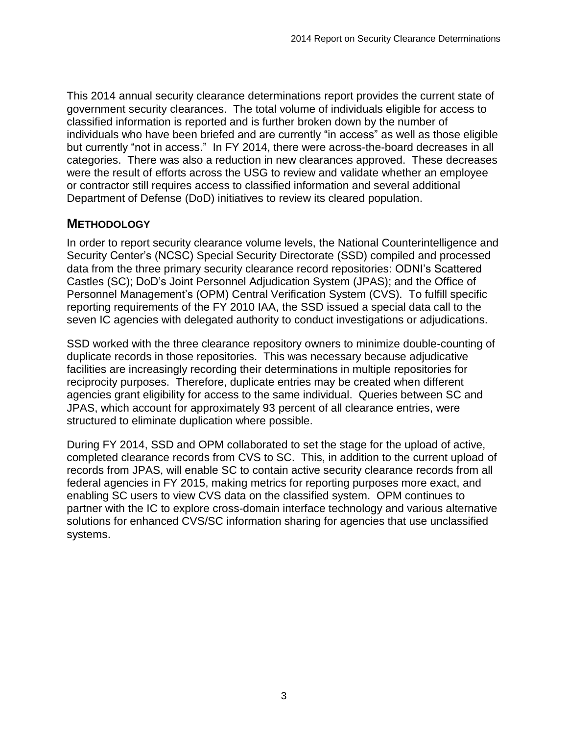This 2014 annual security clearance determinations report provides the current state of government security clearances. The total volume of individuals eligible for access to classified information is reported and is further broken down by the number of individuals who have been briefed and are currently "in access" as well as those eligible but currently "not in access." In FY 2014, there were across-the-board decreases in all categories. There was also a reduction in new clearances approved. These decreases were the result of efforts across the USG to review and validate whether an employee or contractor still requires access to classified information and several additional Department of Defense (DoD) initiatives to review its cleared population.

## METHODOLOGY

In order to report security clearance volume levels, the National Counterintelligence and Security Center's (NCSC) Special Security Directorate (SSD) compiled and processed data from the three primary security clearance record repositories: ODNI's Scattered Castles (SC); DoD's Joint Personnel Adjudication System (JPAS); and the Office of Personnel Management's (OPM) Central Verification System (CVS). To fulfill specific reporting requirements of the FY 2010 IAA, the SSD issued a special data call to the seven IC agencies with delegated authority to conduct investigations or adjudications.

SSD worked with the three clearance repository owners to minimize double-counting of duplicate records in those repositories. This was necessary because adjudicative facilities are increasingly recording their determinations in multiple repositories for reciprocity purposes. Therefore, duplicate entries may be created when different agencies grant eligibility for access to the same individual. Queries between SC and JPAS, which account for approximately 93 percent of all clearance entries, were structured to eliminate duplication where possible.

During FY 2014, SSD and OPM collaborated to set the stage for the upload of active, completed clearance records from CVS to SC. This, in addition to the current upload of records from JPAS, will enable SC to contain active security clearance records from all federal agencies in FY 2015, making metrics for reporting purposes more exact, and enabling SC users to view CVS data on the classified system. OPM continues to partner with the IC to explore cross-domain interface technology and various alternative solutions for enhanced CVS/SC information sharing for agencies that use unclassified systems.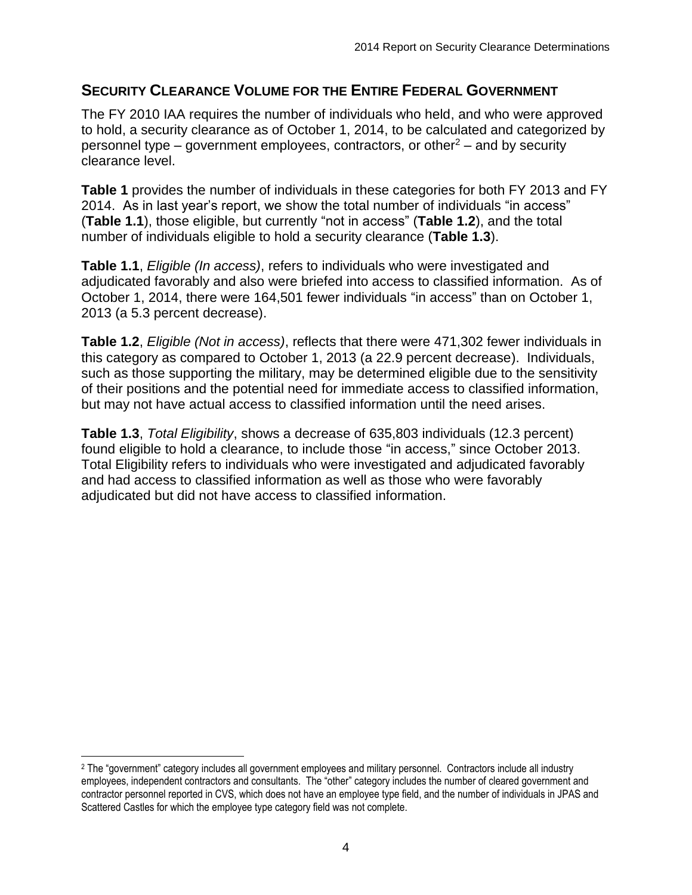## SECURITY CLEARANCE VOLUME FOR THE ENTIRE FEDERAL GOVERNMENT

The FY 2010 IAA requires the number of individuals who held, and who were approved to hold, a security clearance as of October 1, 2014, to be calculated and categorized by personnel type – government employees, contractors, or other[2] – and by security clearance level.

**Table 1** provides the number of individuals in these categories for both FY 2013 and FY 2014. As in last year's report, we show the total number of individuals "in access" (**Table 1.1**), those eligible, but currently "not in access" (**Table 1.2**), and the total number of individuals eligible to hold a security clearance (**Table 1.3**).

**Table 1.1**, *Eligible (In access)*, refers to individuals who were investigated and adjudicated favorably and also were briefed into access to classified information. As of October 1, 2014, there were 164,501 fewer individuals "in access" than on October 1, 2013 (a 5.3 percent decrease).

**Table 1.2**, *Eligible (Not in access)*, reflects that there were 471,302 fewer individuals in this category as compared to October 1, 2013 (a 22.9 percent decrease). Individuals, such as those supporting the military, may be determined eligible due to the sensitivity of their positions and the potential need for immediate access to classified information, but may not have actual access to classified information until the need arises.

**Table 1.3**, *Total Eligibility*, shows a decrease of 635,803 individuals (12.3 percent) found eligible to hold a clearance, to include those "in access," since October 2013. Total Eligibility refers to individuals who were investigated and adjudicated favorably and had access to classified information as well as those who were favorably adjudicated but did not have access to classified information.

[2] The "government" category includes all government employees and military personnel. Contractors include all industry employees, independent contractors and consultants. The "other" category includes the number of cleared government and contractor personnel reported in CVS, which does not have an employee type field, and the number of individuals in JPAS and Scattered Castles for which the employee type category field was not complete.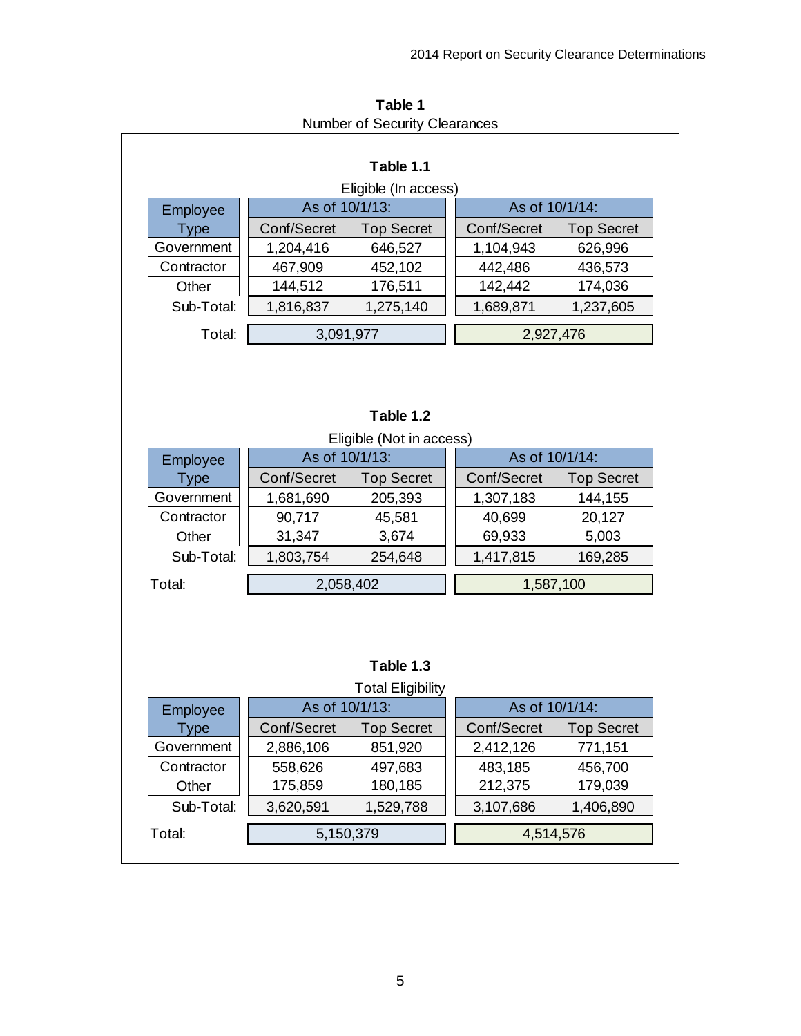**Table 1**

Number of Security Clearances

**Table 1.1**

Eligible (In access)

| Employee Type | As of 10/1/13: | | As of 10/1/14: | |
|---|---|---|---|---|
| | Conf/Secret | Top Secret | Conf/Secret | Top Secret |
| Government | 1,204,416 | 646,527 | 1,104,943 | 626,996 |
| Contractor | 467,909 | 452,102 | 442,486 | 436,573 |
| Other | 144,512 | 176,511 | 142,442 | 174,036 |
| Sub-Total: | 1,816,837 | 1,275,140 | 1,689,871 | 1,237,605 |
| Total: | 3,091,977 | | 2,927,476 | |

**Table 1.2**

Eligible (Not in access)

| Employee Type | As of 10/1/13: | | As of 10/1/14: | |
|---|---|---|---|---|
| | Conf/Secret | Top Secret | Conf/Secret | Top Secret |
| Government | 1,681,690 | 205,393 | 1,307,183 | 144,155 |
| Contractor | 90,717 | 45,581 | 40,699 | 20,127 |
| Other | 31,347 | 3,674 | 69,933 | 5,003 |
| Sub-Total: | 1,803,754 | 254,648 | 1,417,815 | 169,285 |
| Total: | 2,058,402 | | 1,587,100 | |

**Table 1.3**

Total Eligibility

| Employee Type | As of 10/1/13: | | As of 10/1/14: | |
|---|---|---|---|---|
| | Conf/Secret | Top Secret | Conf/Secret | Top Secret |
| Government | 2,886,106 | 851,920 | 2,412,126 | 771,151 |
| Contractor | 558,626 | 497,683 | 483,185 | 456,700 |
| Other | 175,859 | 180,185 | 212,375 | 179,039 |
| Sub-Total: | 3,620,591 | 1,529,788 | 3,107,686 | 1,406,890 |
| Total: | 5,150,379 | | 4,514,576 | |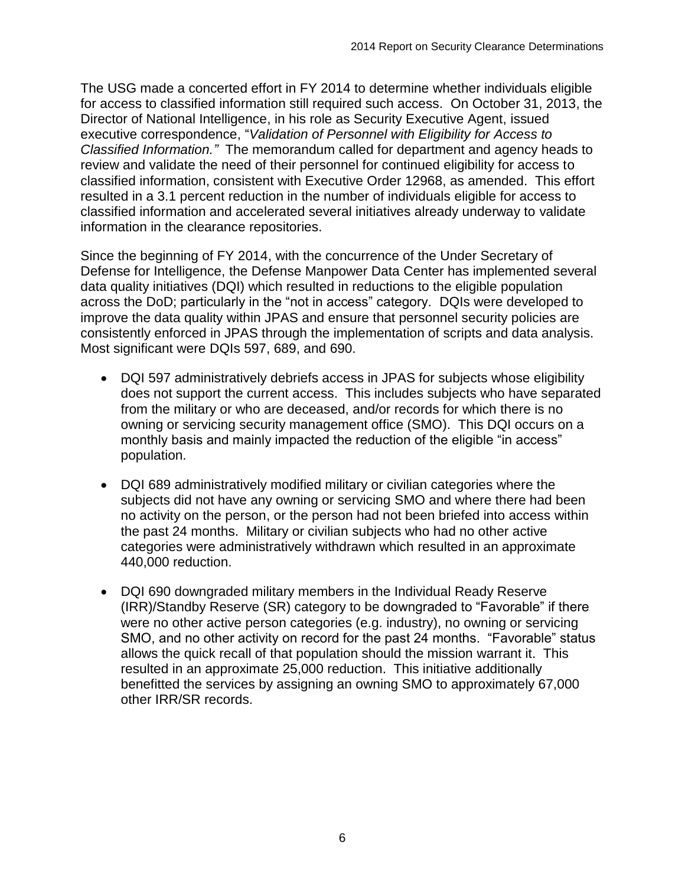The USG made a concerted effort in FY 2014 to determine whether individuals eligible for access to classified information still required such access. On October 31, 2013, the Director of National Intelligence, in his role as Security Executive Agent, issued executive correspondence, "*Validation of Personnel with Eligibility for Access to Classified Information."* The memorandum called for department and agency heads to review and validate the need of their personnel for continued eligibility for access to classified information, consistent with Executive Order 12968, as amended. This effort resulted in a 3.1 percent reduction in the number of individuals eligible for access to classified information and accelerated several initiatives already underway to validate information in the clearance repositories.

Since the beginning of FY 2014, with the concurrence of the Under Secretary of Defense for Intelligence, the Defense Manpower Data Center has implemented several data quality initiatives (DQI) which resulted in reductions to the eligible population across the DoD; particularly in the "not in access" category. DQIs were developed to improve the data quality within JPAS and ensure that personnel security policies are consistently enforced in JPAS through the implementation of scripts and data analysis. Most significant were DQIs 597, 689, and 690.

- DQI 597 administratively debriefs access in JPAS for subjects whose eligibility does not support the current access. This includes subjects who have separated from the military or who are deceased, and/or records for which there is no owning or servicing security management office (SMO). This DQI occurs on a monthly basis and mainly impacted the reduction of the eligible "in access" population.
- DQI 689 administratively modified military or civilian categories where the subjects did not have any owning or servicing SMO and where there had been no activity on the person, or the person had not been briefed into access within the past 24 months. Military or civilian subjects who had no other active categories were administratively withdrawn which resulted in an approximate 440,000 reduction.
- DQI 690 downgraded military members in the Individual Ready Reserve (IRR)/Standby Reserve (SR) category to be downgraded to "Favorable" if there were no other active person categories (e.g. industry), no owning or servicing SMO, and no other activity on record for the past 24 months. "Favorable" status allows the quick recall of that population should the mission warrant it. This resulted in an approximate 25,000 reduction. This initiative additionally benefitted the services by assigning an owning SMO to approximately 67,000 other IRR/SR records.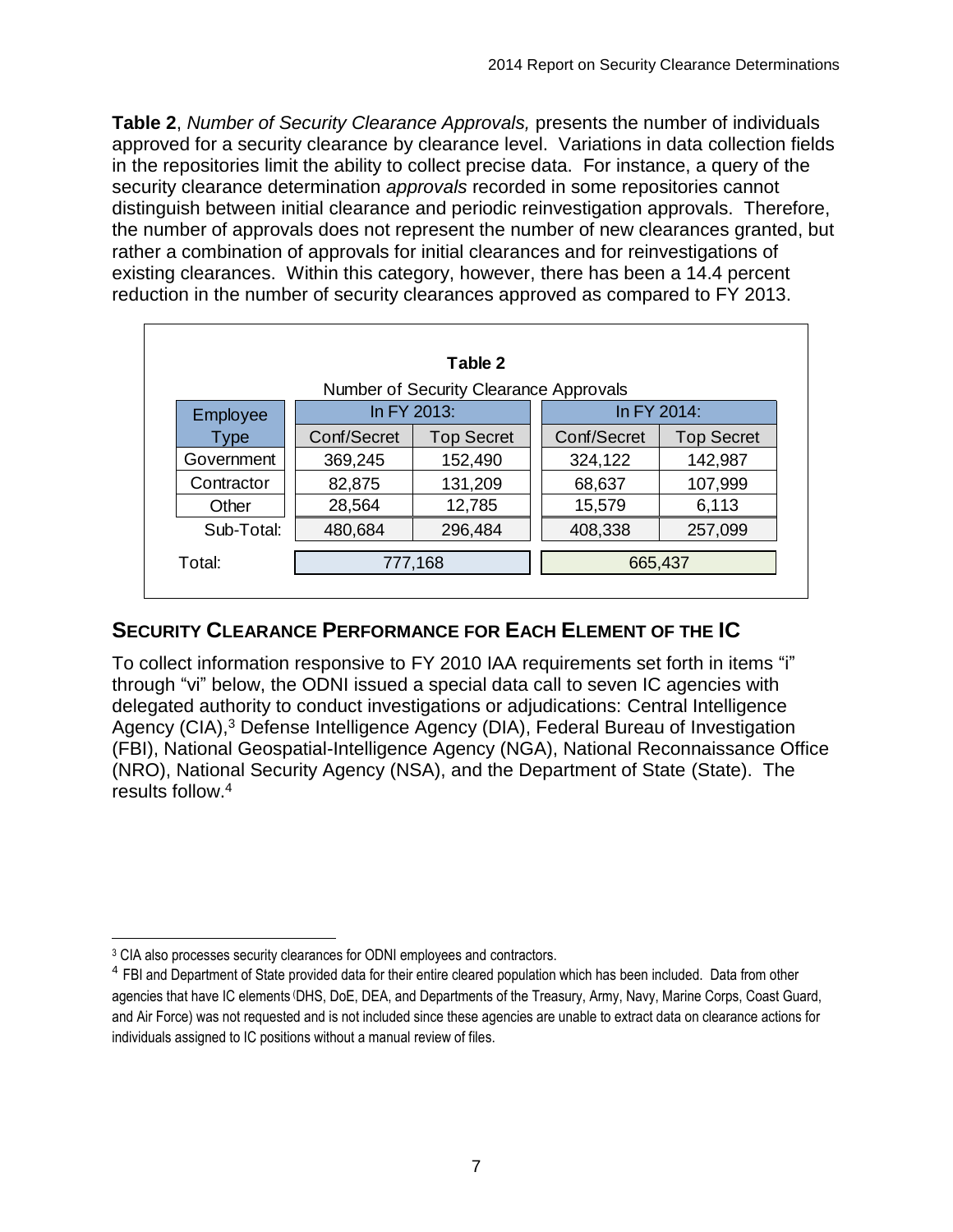**Table 2**, *Number of Security Clearance Approvals,* presents the number of individuals approved for a security clearance by clearance level. Variations in data collection fields in the repositories limit the ability to collect precise data. For instance, a query of the security clearance determination *approvals* recorded in some repositories cannot distinguish between initial clearance and periodic reinvestigation approvals. Therefore, the number of approvals does not represent the number of new clearances granted, but rather a combination of approvals for initial clearances and for reinvestigations of existing clearances. Within this category, however, there has been a 14.4 percent reduction in the number of security clearances approved as compared to FY 2013.

**Table 2**

Number of Security Clearance Approvals

| Employee Type | In FY 2013: | | In FY 2014: | |
|---|---|---|---|---|
| | Conf/Secret | Top Secret | Conf/Secret | Top Secret |
| Government | 369,245 | 152,490 | 324,122 | 142,987 |
| Contractor | 82,875 | 131,209 | 68,637 | 107,999 |
| Other | 28,564 | 12,785 | 15,579 | 6,113 |
| Sub-Total: | 480,684 | 296,484 | 408,338 | 257,099 |
| Total: | 777,168 | | 665,437 | |

## Security Clearance Performance for Each Element of the IC

To collect information responsive to FY 2010 IAA requirements set forth in items "i" through "vi" below, the ODNI issued a special data call to seven IC agencies with delegated authority to conduct investigations or adjudications: Central Intelligence Agency (CIA),[3] Defense Intelligence Agency (DIA), Federal Bureau of Investigation (FBI), National Geospatial-Intelligence Agency (NGA), National Reconnaissance Office (NRO), National Security Agency (NSA), and the Department of State (State). The results follow.[4]

[3] CIA also processes security clearances for ODNI employees and contractors.

[4] FBI and Department of State provided data for their entire cleared population which has been included. Data from other agencies that have IC elements (DHS, DoE, DEA, and Departments of the Treasury, Army, Navy, Marine Corps, Coast Guard, and Air Force) was not requested and is not included since these agencies are unable to extract data on clearance actions for individuals assigned to IC positions without a manual review of files.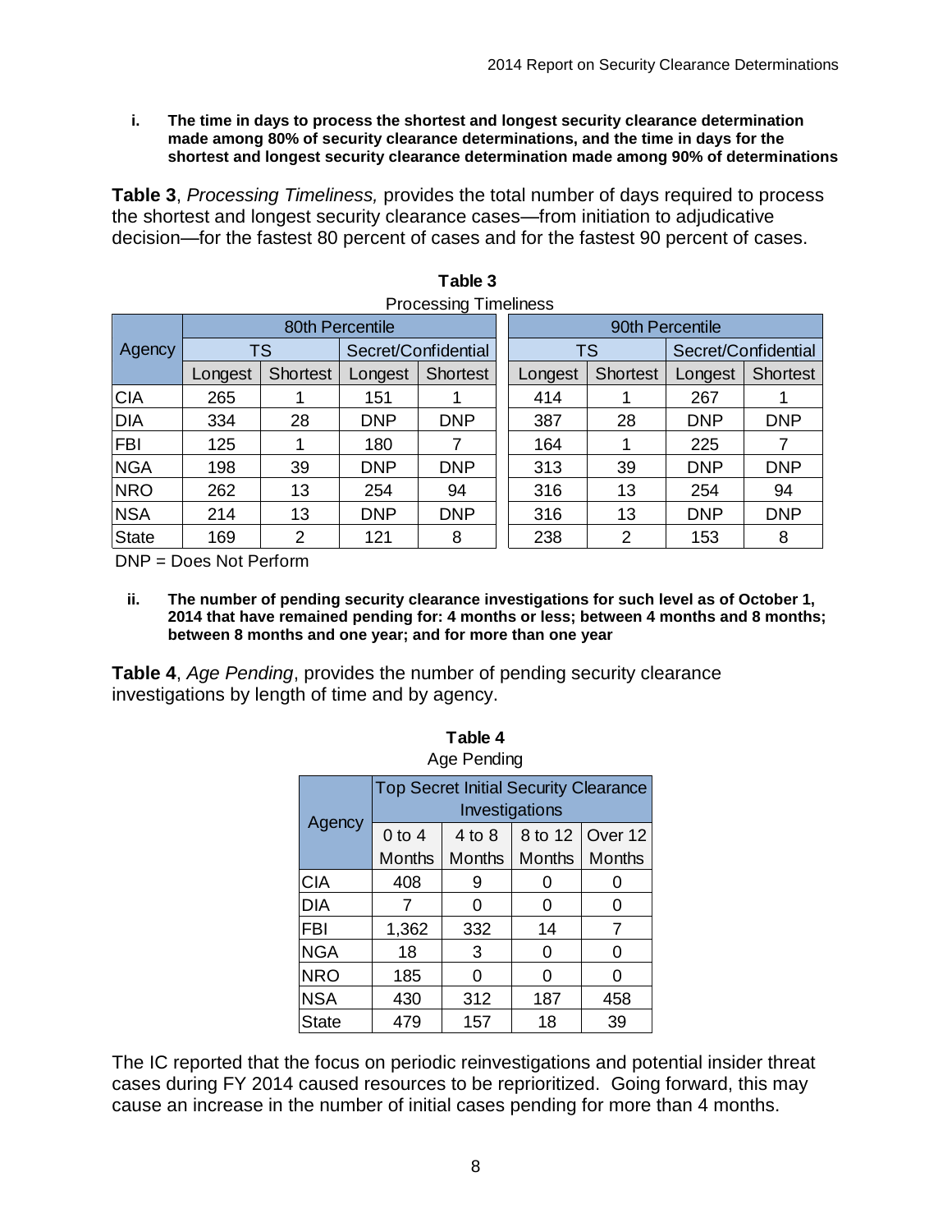**i. The time in days to process the shortest and longest security clearance determination made among 80% of security clearance determinations, and the time in days for the shortest and longest security clearance determination made among 90% of determinations**

**Table 3**, *Processing Timeliness,* provides the total number of days required to process the shortest and longest security clearance cases—from initiation to adjudicative decision—for the fastest 80 percent of cases and for the fastest 90 percent of cases.

**Table 3**

Processing Timeliness

| Agency | 80th Percentile | | | | 90th Percentile | | | |
|---|---|---|---|---|---|---|---|---|
| | TS | | Secret/Confidential | | TS | | Secret/Confidential | |
| | Longest | Shortest | Longest | Shortest | Longest | Shortest | Longest | Shortest |
| CIA | 265 | 1 | 151 | 1 | 414 | 1 | 267 | 1 |
| DIA | 334 | 28 | DNP | DNP | 387 | 28 | DNP | DNP |
| FBI | 125 | 1 | 180 | 7 | 164 | 1 | 225 | 7 |
| NGA | 198 | 39 | DNP | DNP | 313 | 39 | DNP | DNP |
| NRO | 262 | 13 | 254 | 94 | 316 | 13 | 254 | 94 |
| NSA | 214 | 13 | DNP | DNP | 316 | 13 | DNP | DNP |
| State | 169 | 2 | 121 | 8 | 238 | 2 | 153 | 8 |

DNP = Does Not Perform

**ii. The number of pending security clearance investigations for such level as of October 1, 2014 that have remained pending for: 4 months or less; between 4 months and 8 months; between 8 months and one year; and for more than one year**

**Table 4**, *Age Pending*, provides the number of pending security clearance investigations by length of time and by agency.

**Table 4**

Age Pending

| Agency | Top Secret Initial Security Clearance Investigations | | | |
|---|---|---|---|---|
| | 0 to 4 Months | 4 to 8 Months | 8 to 12 Months | Over 12 Months |
| CIA | 408 | 9 | 0 | 0 |
| DIA | 7 | 0 | 0 | 0 |
| FBI | 1,362 | 332 | 14 | 7 |
| NGA | 18 | 3 | 0 | 0 |
| NRO | 185 | 0 | 0 | 0 |
| NSA | 430 | 312 | 187 | 458 |
| State | 479 | 157 | 18 | 39 |

The IC reported that the focus on periodic reinvestigations and potential insider threat cases during FY 2014 caused resources to be reprioritized. Going forward, this may cause an increase in the number of initial cases pending for more than 4 months.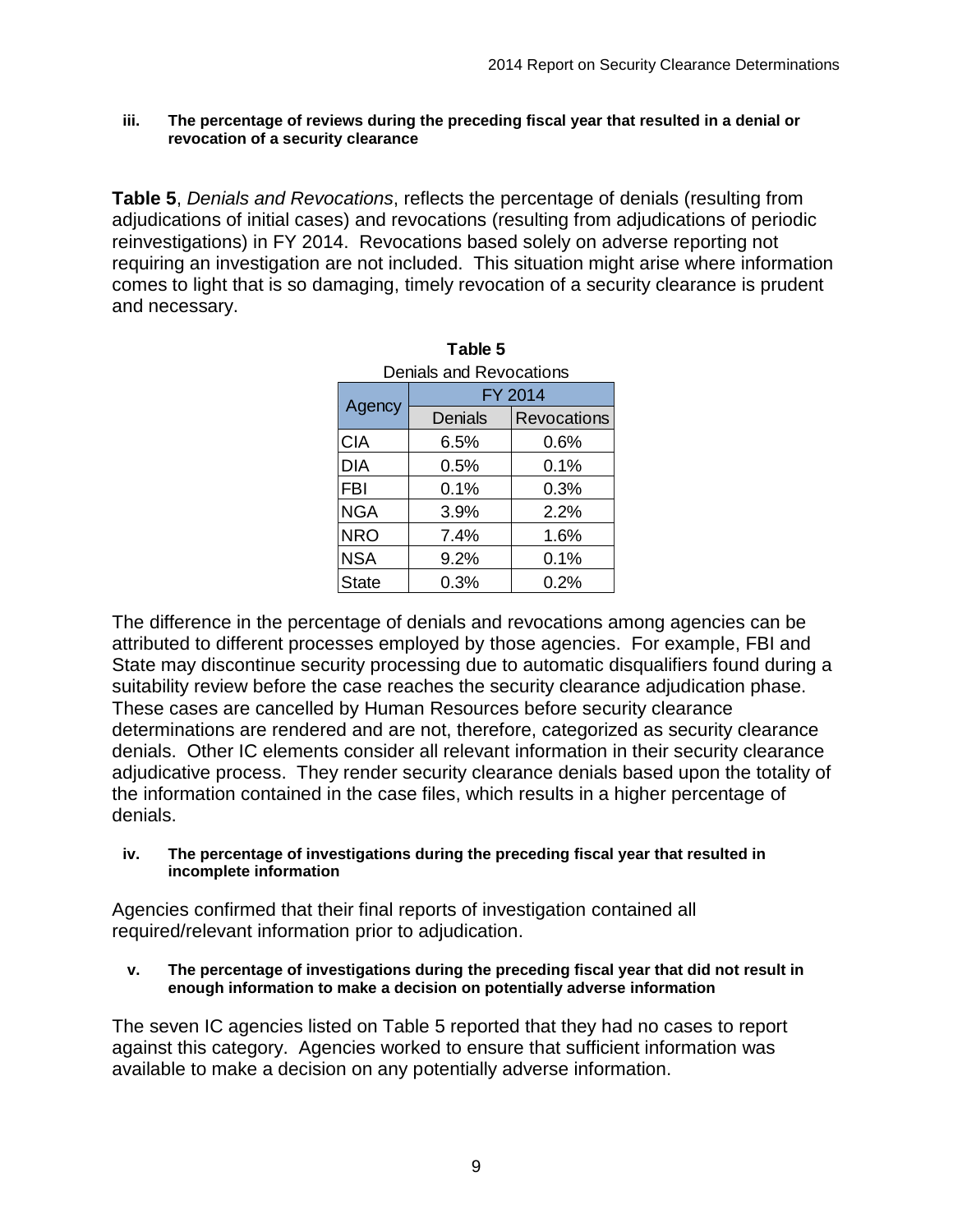**iii. The percentage of reviews during the preceding fiscal year that resulted in a denial or revocation of a security clearance**

**Table 5**, *Denials and Revocations*, reflects the percentage of denials (resulting from adjudications of initial cases) and revocations (resulting from adjudications of periodic reinvestigations) in FY 2014. Revocations based solely on adverse reporting not requiring an investigation are not included. This situation might arise where information comes to light that is so damaging, timely revocation of a security clearance is prudent and necessary.

**Table 5**
Denials and Revocations

| Agency | FY 2014 | |
|---|---|---|
| | Denials | Revocations |
| CIA | 6.5% | 0.6% |
| DIA | 0.5% | 0.1% |
| FBI | 0.1% | 0.3% |
| NGA | 3.9% | 2.2% |
| NRO | 7.4% | 1.6% |
| NSA | 9.2% | 0.1% |
| State | 0.3% | 0.2% |

The difference in the percentage of denials and revocations among agencies can be attributed to different processes employed by those agencies. For example, FBI and State may discontinue security processing due to automatic disqualifiers found during a suitability review before the case reaches the security clearance adjudication phase. These cases are cancelled by Human Resources before security clearance determinations are rendered and are not, therefore, categorized as security clearance denials. Other IC elements consider all relevant information in their security clearance adjudicative process. They render security clearance denials based upon the totality of the information contained in the case files, which results in a higher percentage of denials.

**iv. The percentage of investigations during the preceding fiscal year that resulted in incomplete information**

Agencies confirmed that their final reports of investigation contained all required/relevant information prior to adjudication.

**v. The percentage of investigations during the preceding fiscal year that did not result in enough information to make a decision on potentially adverse information**

The seven IC agencies listed on Table 5 reported that they had no cases to report against this category. Agencies worked to ensure that sufficient information was available to make a decision on any potentially adverse information.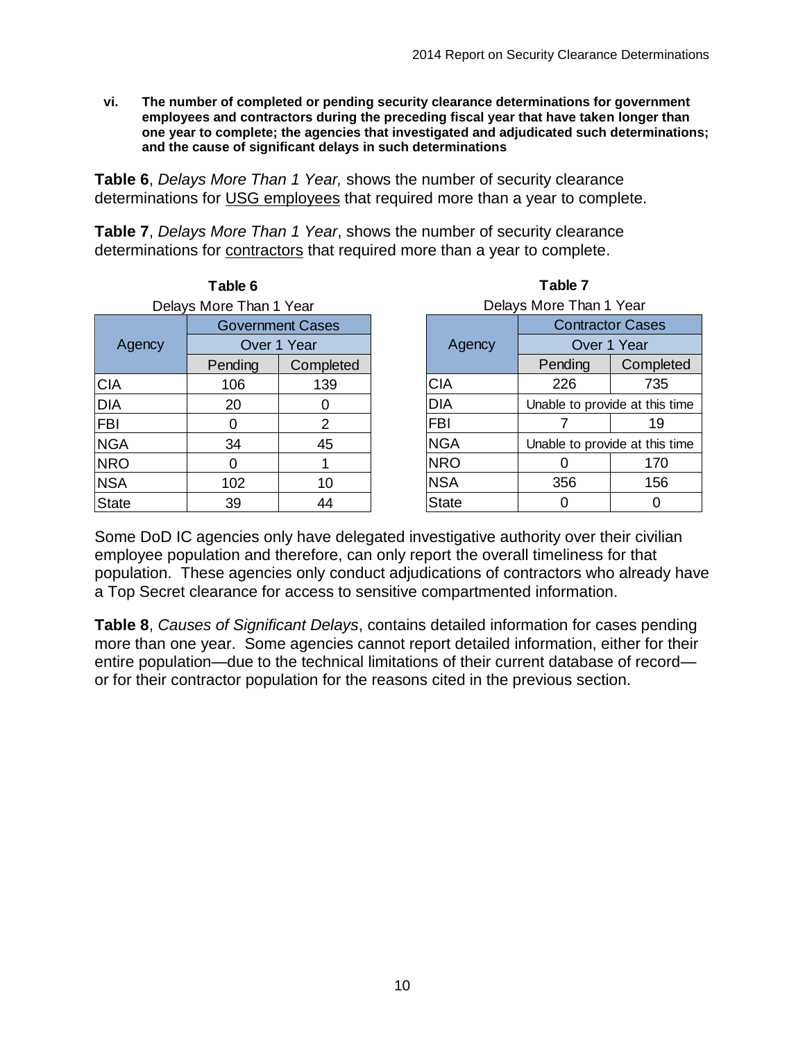**vi. The number of completed or pending security clearance determinations for government employees and contractors during the preceding fiscal year that have taken longer than one year to complete; the agencies that investigated and adjudicated such determinations; and the cause of significant delays in such determinations**

**Table 6**, *Delays More Than 1 Year,* shows the number of security clearance determinations for USG employees that required more than a year to complete.

**Table 7**, *Delays More Than 1 Year*, shows the number of security clearance determinations for contractors that required more than a year to complete.

**Table 6**

Delays More Than 1 Year

| Agency | Government Cases | |
|---|---|---|
| | Over 1 Year | |
| | Pending | Completed |
| CIA | 106 | 139 |
| DIA | 20 | 0 |
| FBI | 0 | 2 |
| NGA | 34 | 45 |
| NRO | 0 | 1 |
| NSA | 102 | 10 |
| State | 39 | 44 |

**Table 7**

Delays More Than 1 Year

| Agency | Contractor Cases | |
|---|---|---|
| | Over 1 Year | |
| | Pending | Completed |
| CIA | 226 | 735 |
| DIA | Unable to provide at this time | |
| FBI | 7 | 19 |
| NGA | Unable to provide at this time | |
| NRO | 0 | 170 |
| NSA | 356 | 156 |
| State | 0 | 0 |

Some DoD IC agencies only have delegated investigative authority over their civilian employee population and therefore, can only report the overall timeliness for that population. These agencies only conduct adjudications of contractors who already have a Top Secret clearance for access to sensitive compartmented information.

**Table 8**, *Causes of Significant Delays*, contains detailed information for cases pending more than one year. Some agencies cannot report detailed information, either for their entire population—due to the technical limitations of their current database of record—or for their contractor population for the reasons cited in the previous section.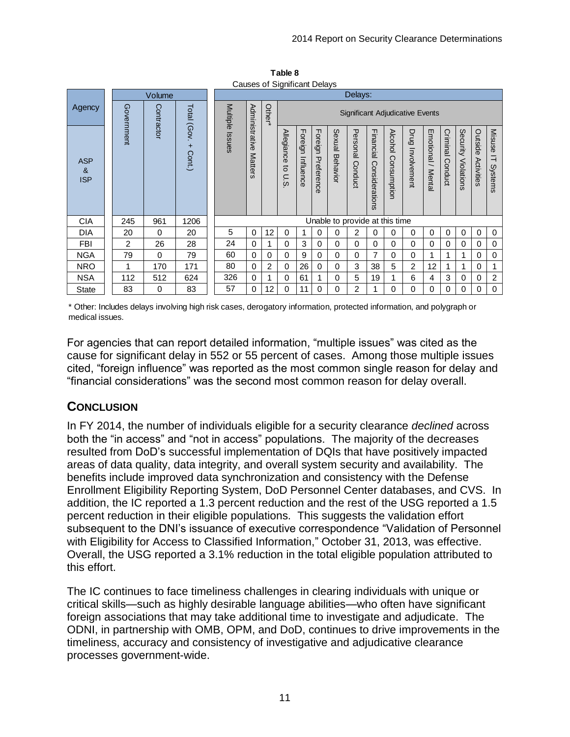**Table 8**
Causes of Significant Delays

| Agency | Volume | | | Delays: | | | | | | | | | | | | | | | | |
|---|---|---|---|---|---|---|---|---|---|---|---|---|---|---|---|---|---|---|---|---|
| | | | | | | | Significant Adjudicative Events | | | | | | | | | | | | | |
| ASP & ISP | Government | Contractor | Total (Gov. + Cont.) | Multiple Issues | Administrative Matters | Other* | Allegiance to U.S. | Foreign Influence | Foreign Preference | Sexual Behavior | Personal Conduct | Financial Considerations | Alcohol Consumption | Drug Involvement | Emotional / Mental | Criminal Conduct | Security Violations | Outside Activities | Misuse IT Systems |
| CIA | 245 | 961 | 1206 | Unable to provide at this time | | | | | | | | | | | | | | | |
| DIA | 20 | 0 | 20 | 5 | 0 | 12 | 0 | 1 | 0 | 0 | 2 | 0 | 0 | 0 | 0 | 0 | 0 | 0 | 0 |
| FBI | 2 | 26 | 28 | 24 | 0 | 1 | 0 | 3 | 0 | 0 | 0 | 0 | 0 | 0 | 0 | 0 | 0 | 0 | 0 |
| NGA | 79 | 0 | 79 | 60 | 0 | 0 | 0 | 9 | 0 | 0 | 0 | 7 | 0 | 0 | 1 | 1 | 1 | 0 | 0 |
| NRO | 1 | 170 | 171 | 80 | 0 | 2 | 0 | 26 | 0 | 0 | 3 | 38 | 5 | 2 | 12 | 1 | 1 | 0 | 1 |
| NSA | 112 | 512 | 624 | 326 | 0 | 1 | 0 | 61 | 1 | 0 | 5 | 19 | 1 | 6 | 4 | 3 | 0 | 0 | 2 |
| State | 83 | 0 | 83 | 57 | 0 | 12 | 0 | 11 | 0 | 0 | 2 | 1 | 0 | 0 | 0 | 0 | 0 | 0 | 0 |

\* Other: Includes delays involving high risk cases, derogatory information, protected information, and polygraph or medical issues.

For agencies that can report detailed information, "multiple issues" was cited as the cause for significant delay in 552 or 55 percent of cases. Among those multiple issues cited, "foreign influence" was reported as the most common single reason for delay and "financial considerations" was the second most common reason for delay overall.

## Conclusion

In FY 2014, the number of individuals eligible for a security clearance *declined* across both the "in access" and "not in access" populations. The majority of the decreases resulted from DoD's successful implementation of DQIs that have positively impacted areas of data quality, data integrity, and overall system security and availability. The benefits include improved data synchronization and consistency with the Defense Enrollment Eligibility Reporting System, DoD Personnel Center databases, and CVS. In addition, the IC reported a 1.3 percent reduction and the rest of the USG reported a 1.5 percent reduction in their eligible populations. This suggests the validation effort subsequent to the DNI's issuance of executive correspondence "Validation of Personnel with Eligibility for Access to Classified Information," October 31, 2013, was effective. Overall, the USG reported a 3.1% reduction in the total eligible population attributed to this effort.

The IC continues to face timeliness challenges in clearing individuals with unique or critical skills—such as highly desirable language abilities—who often have significant foreign associations that may take additional time to investigate and adjudicate. The ODNI, in partnership with OMB, OPM, and DoD, continues to drive improvements in the timeliness, accuracy and consistency of investigative and adjudicative clearance processes government-wide.